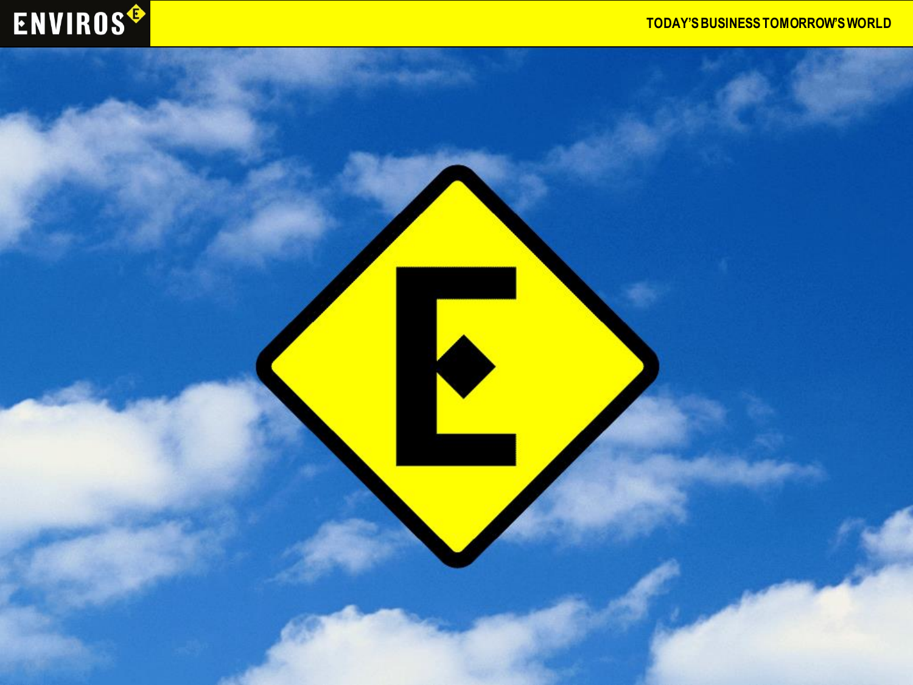ENVIROS

TODAY'S BUSINESS TOMORROW'S WORLD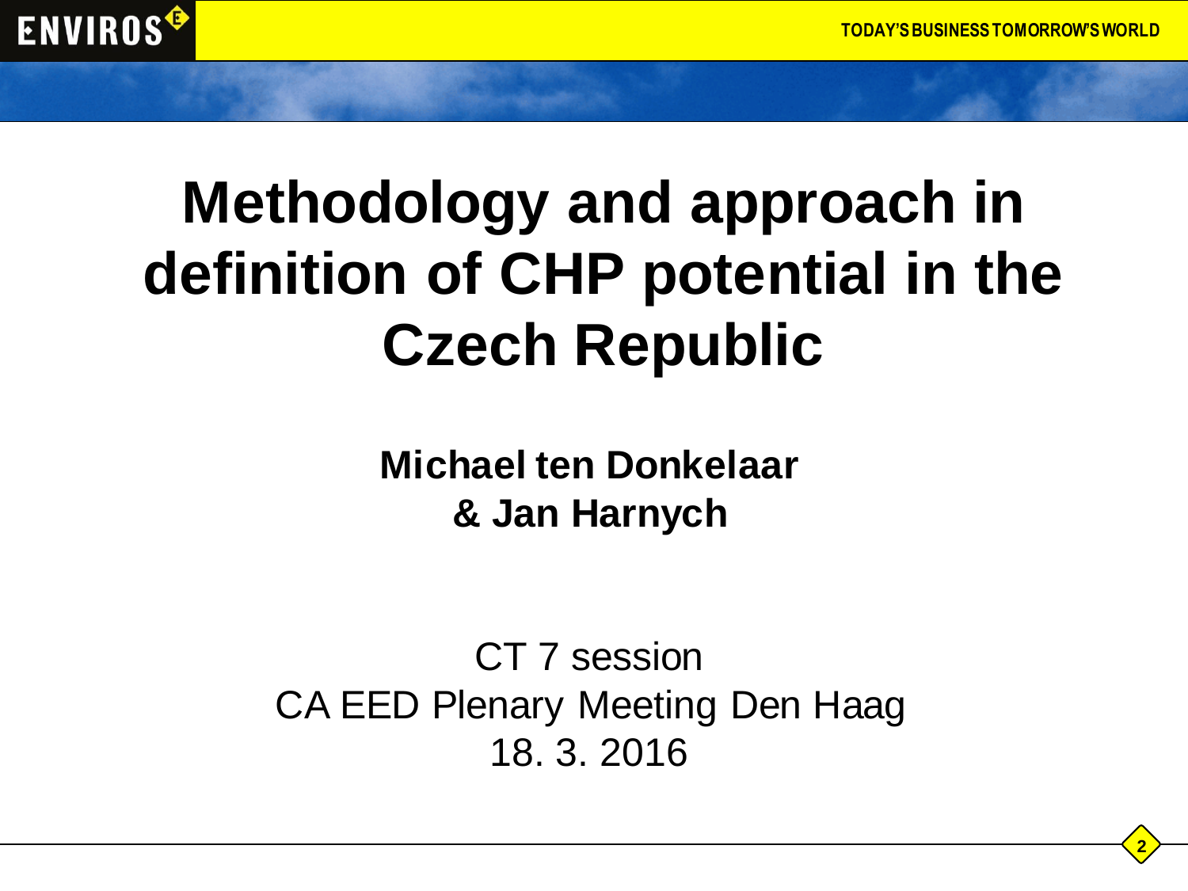# Methodology and approach in definition of CHP potential in the Czech Republic

**Michael ten Donkelaar**
**& Jan Harnych**

CT 7 session
CA EED Plenary Meeting Den Haag
18. 3. 2016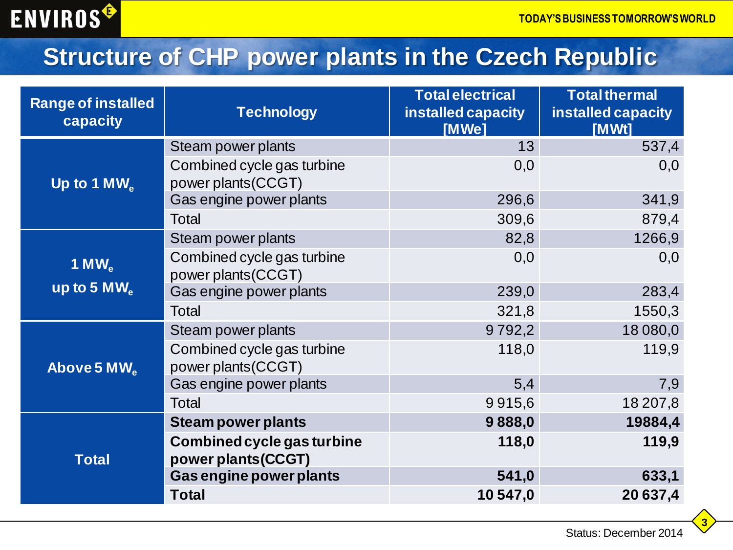# Structure of CHP power plants in the Czech Republic

| Range of installed capacity | Technology | Total electrical installed capacity [MWe] | Total thermal installed capacity [MWt] |
|---|---|---|---|
| Up to 1 $MW_e$ | Steam power plants | 13 | 537,4 |
| | Combined cycle gas turbine power plants(CCGT) | 0,0 | 0,0 |
| | Gas engine power plants | 296,6 | 341,9 |
| | Total | 309,6 | 879,4 |
| 1 $MW_e$ up to 5 $MW_e$ | Steam power plants | 82,8 | 1266,9 |
| | Combined cycle gas turbine power plants(CCGT) | 0,0 | 0,0 |
| | Gas engine power plants | 239,0 | 283,4 |
| | Total | 321,8 | 1550,3 |
| Above 5 $MW_e$ | Steam power plants | 9 792,2 | 18 080,0 |
| | Combined cycle gas turbine power plants(CCGT) | 118,0 | 119,9 |
| | Gas engine power plants | 5,4 | 7,9 |
| | Total | 9 915,6 | 18 207,8 |
| Total | **Steam power plants** | **9 888,0** | **19884,4** |
| | **Combined cycle gas turbine power plants(CCGT)** | **118,0** | **119,9** |
| | **Gas engine power plants** | **541,0** | **633,1** |
| | **Total** | **10 547,0** | **20 637,4** |

Status: December 2014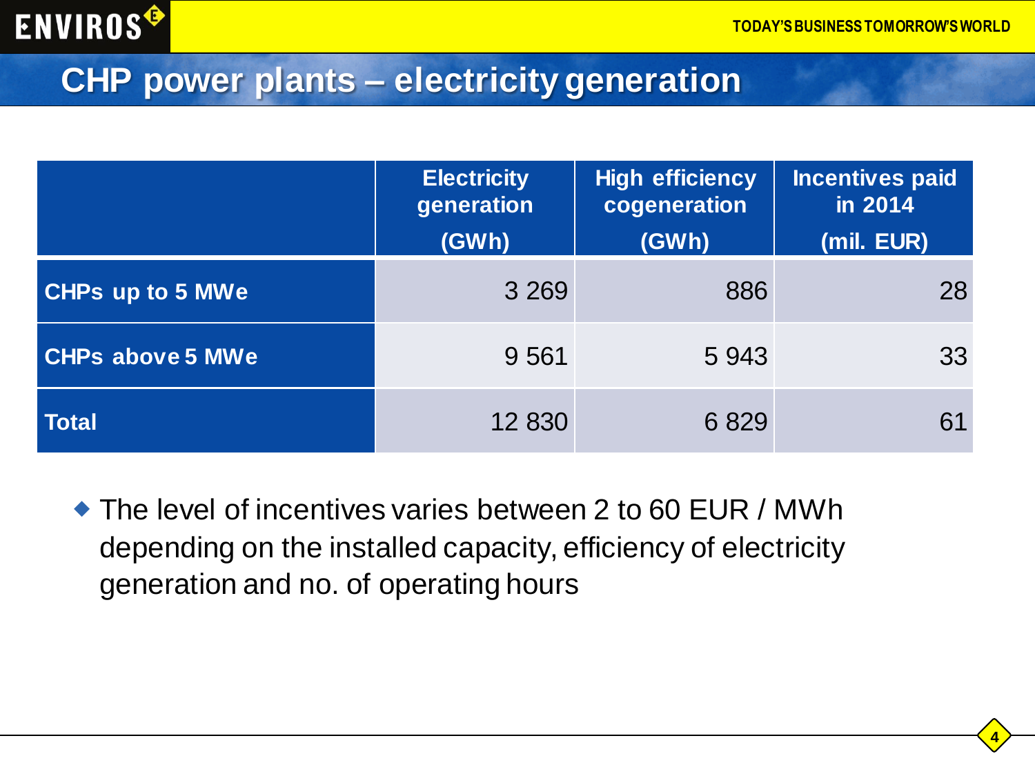# CHP power plants – electricity generation

| | Electricity generation (GWh) | High efficiency cogeneration (GWh) | Incentives paid in 2014 (mil. EUR) |
|---|---|---|---|
| **CHPs up to 5 MWe** | 3 269 | 886 | 28 |
| **CHPs above 5 MWe** | 9 561 | 5 943 | 33 |
| **Total** | 12 830 | 6 829 | 61 |

- The level of incentives varies between 2 to 60 EUR / MWh depending on the installed capacity, efficiency of electricity generation and no. of operating hours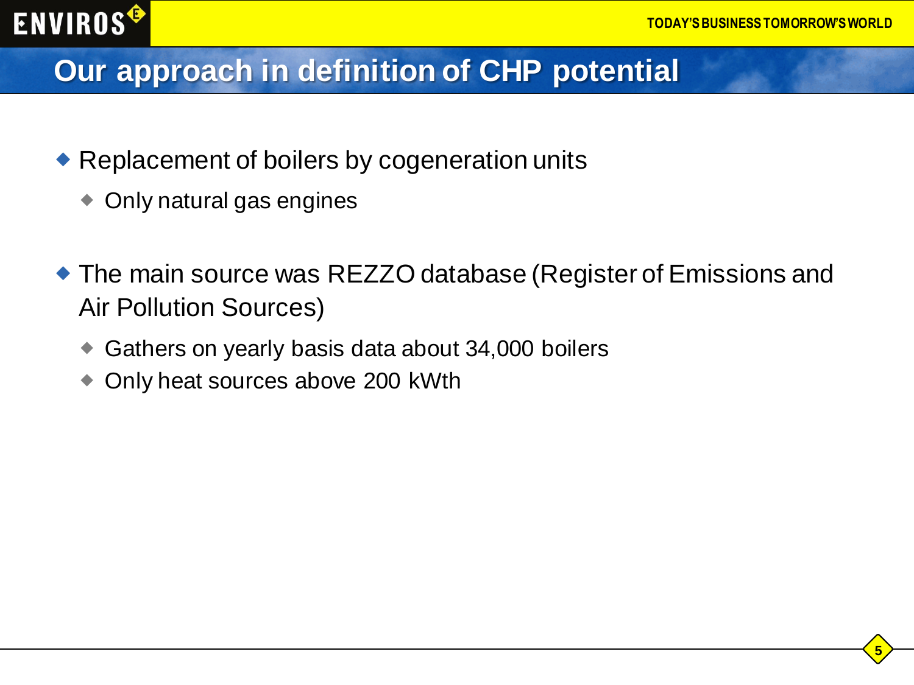# Our approach in definition of CHP potential

- Replacement of boilers by cogeneration units
  - Only natural gas engines
- The main source was REZZO database (Register of Emissions and Air Pollution Sources)
  - Gathers on yearly basis data about 34,000 boilers
  - Only heat sources above 200 kWth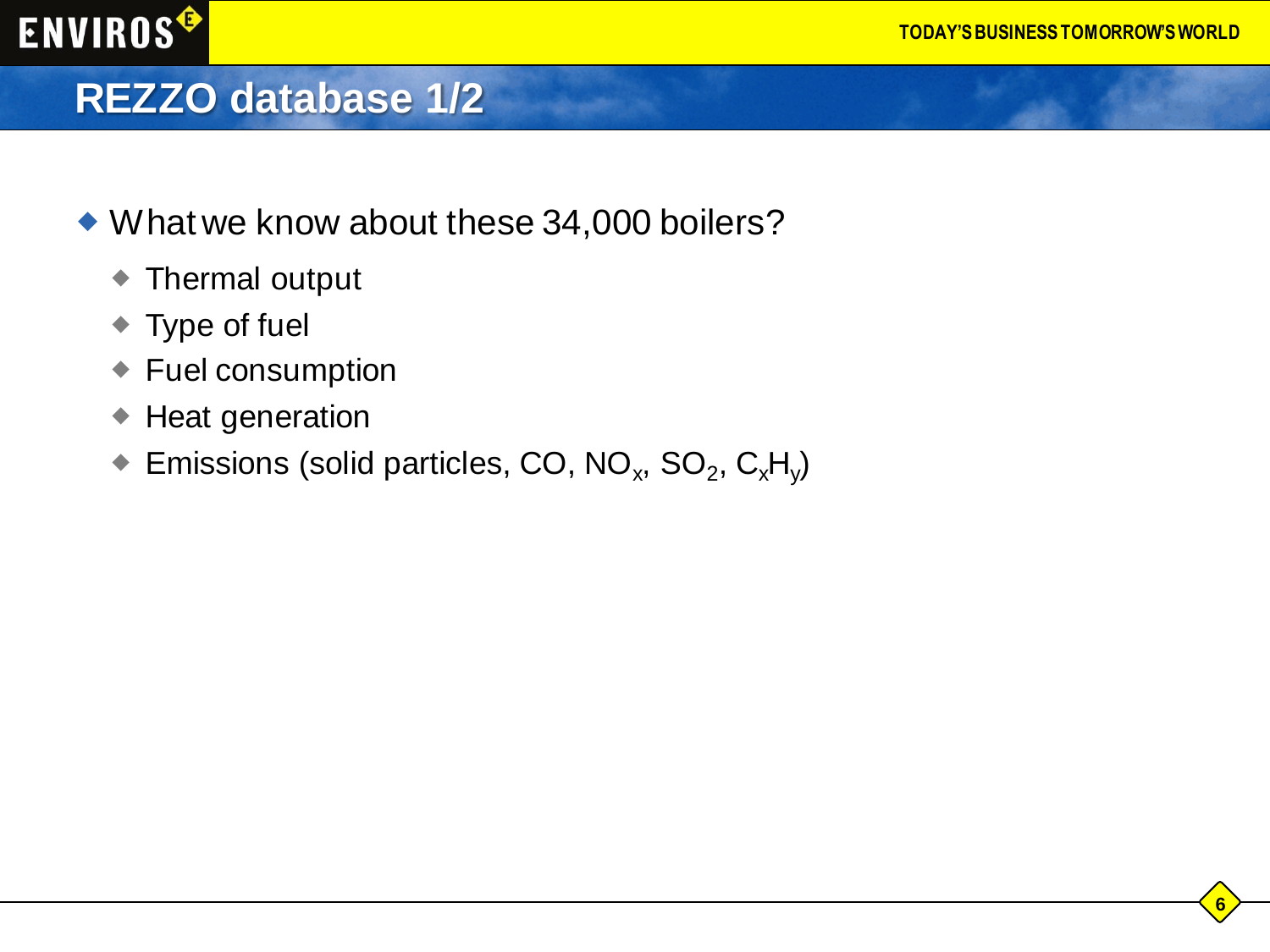# REZZO database 1/2

- What we know about these 34,000 boilers?
  - Thermal output
  - Type of fuel
  - Fuel consumption
  - Heat generation
  - Emissions (solid particles, CO, $NO_x$, $SO_2$, $C_xH_y$)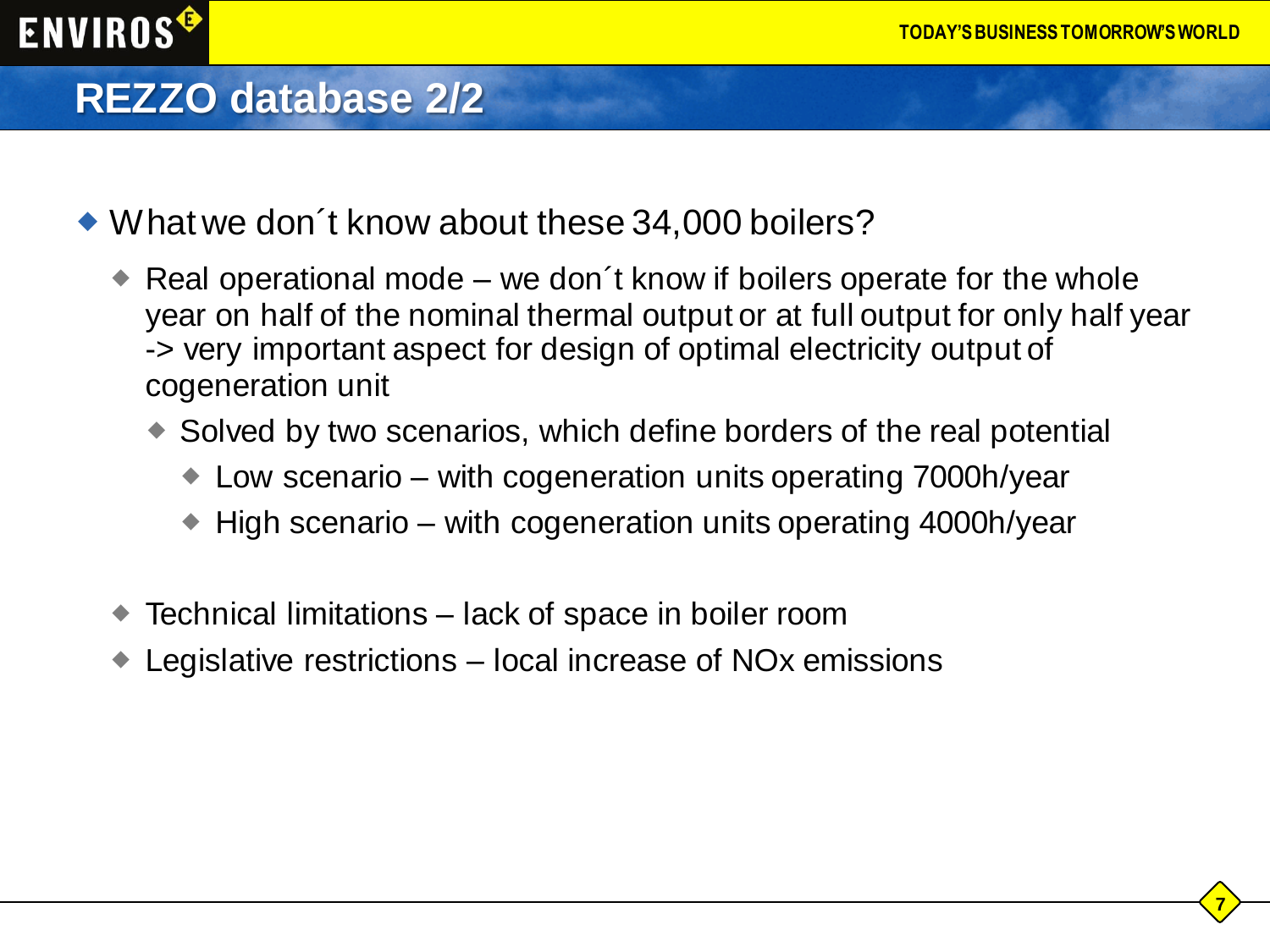# REZZO database 2/2

- What we don´t know about these 34,000 boilers?
  - Real operational mode – we don´t know if boilers operate for the whole year on half of the nominal thermal output or at full output for only half year -> very important aspect for design of optimal electricity output of cogeneration unit
    - Solved by two scenarios, which define borders of the real potential
      - Low scenario – with cogeneration units operating 7000h/year
      - High scenario – with cogeneration units operating 4000h/year
  - Technical limitations – lack of space in boiler room
  - Legislative restrictions – local increase of NOx emissions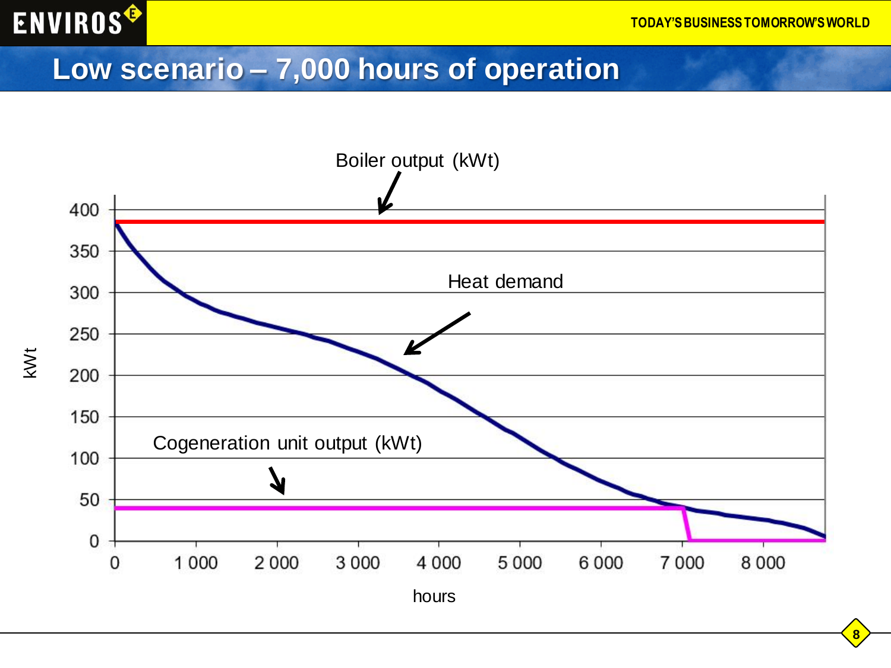# Low scenario – 7,000 hours of operation

Boiler output (kWt)

Heat demand

Cogeneration unit output (kWt)

kWt

400
350
300
250
200
150
100
50
0

0 | 1 000 | 2 000 | 3 000 | 4 000 | 5 000 | 6 000 | 7 000 | 8 000

hours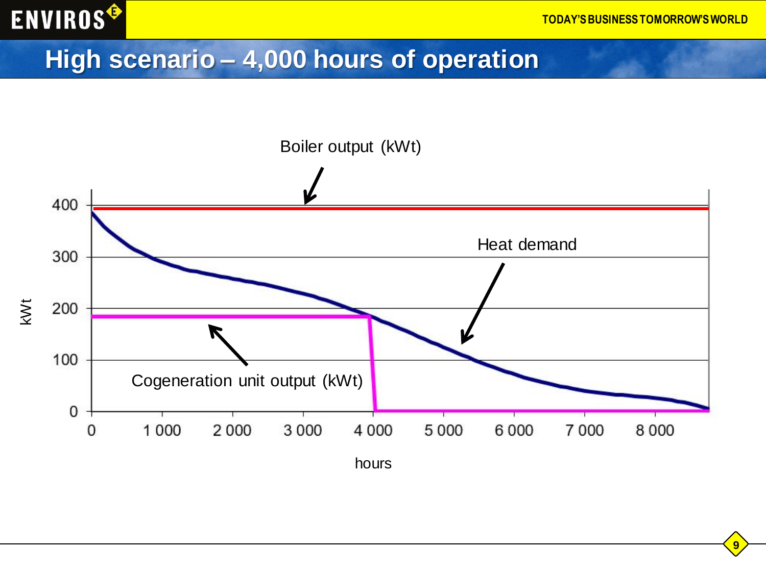# High scenario – 4,000 hours of operation

Boiler output (kWt)

Heat demand

Cogeneration unit output (kWt)

kWt

hours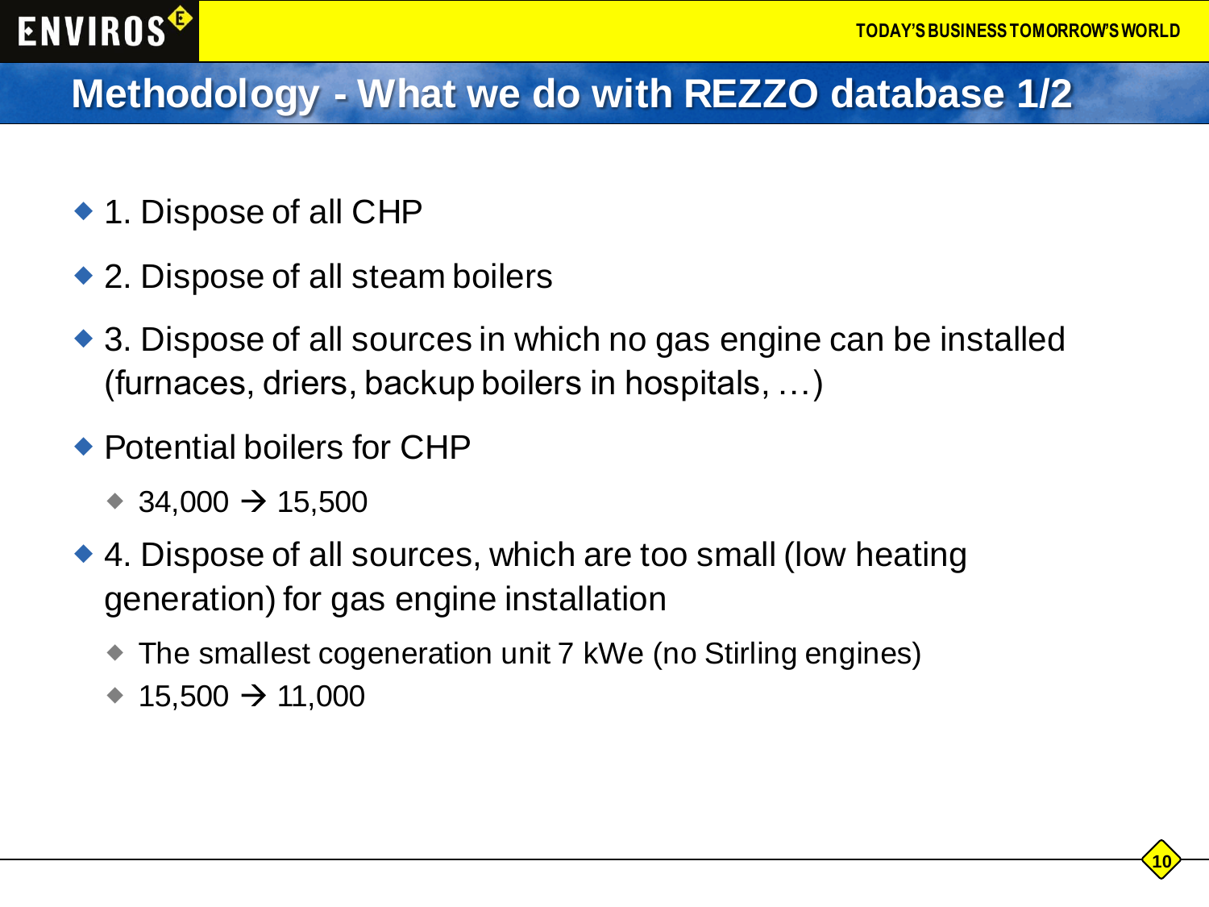# Methodology - What we do with REZZO database 1/2

- 1. Dispose of all CHP
- 2. Dispose of all steam boilers
- 3. Dispose of all sources in which no gas engine can be installed (furnaces, driers, backup boilers in hospitals, …)
- Potential boilers for CHP
  - 34,000 → 15,500
- 4. Dispose of all sources, which are too small (low heating generation) for gas engine installation
  - The smallest cogeneration unit 7 kWe (no Stirling engines)
  - 15,500 → 11,000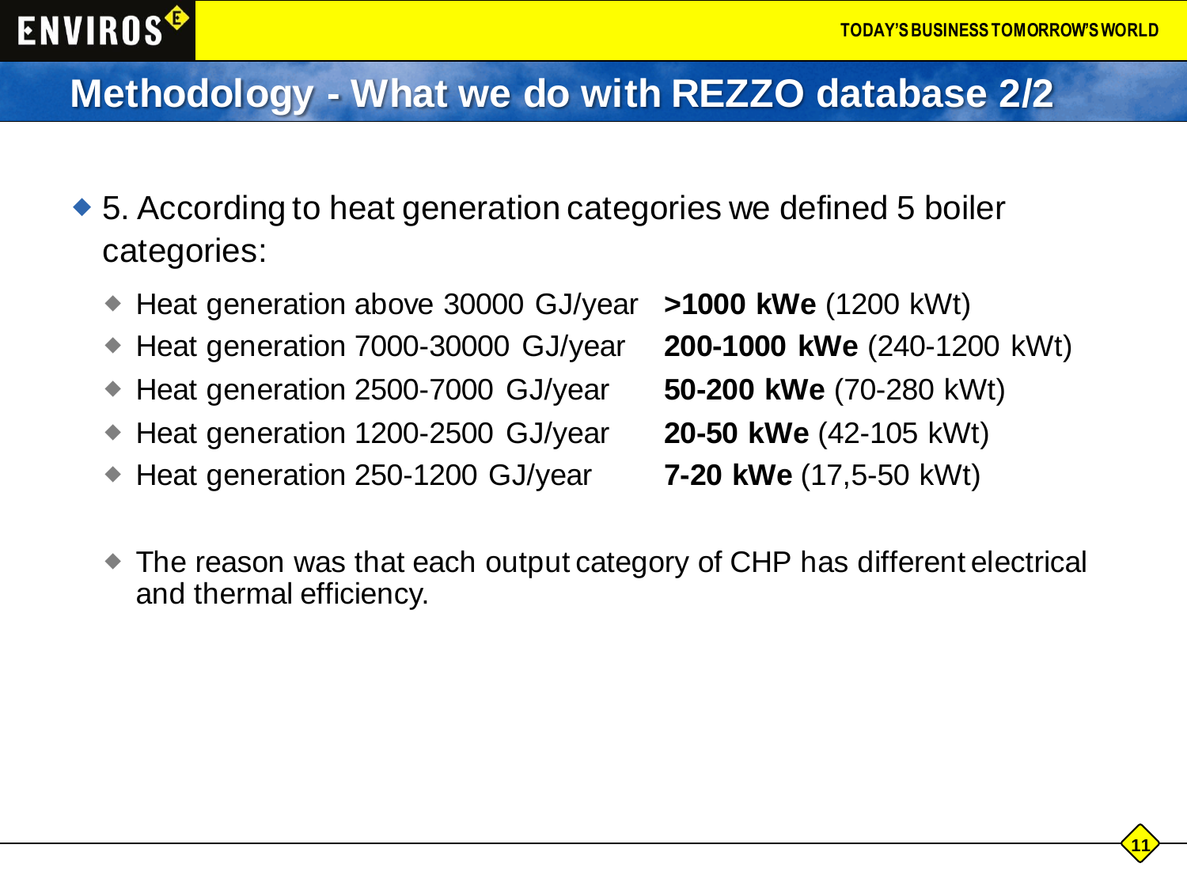# Methodology - What we do with REZZO database 2/2

- 5. According to heat generation categories we defined 5 boiler categories:
  - Heat generation above 30000 GJ/year **>1000 kWe** (1200 kWt)
  - Heat generation 7000-30000 GJ/year **200-1000 kWe** (240-1200 kWt)
  - Heat generation 2500-7000 GJ/year **50-200 kWe** (70-280 kWt)
  - Heat generation 1200-2500 GJ/year **20-50 kWe** (42-105 kWt)
  - Heat generation 250-1200 GJ/year **7-20 kWe** (17,5-50 kWt)

  - The reason was that each output category of CHP has different electrical and thermal efficiency.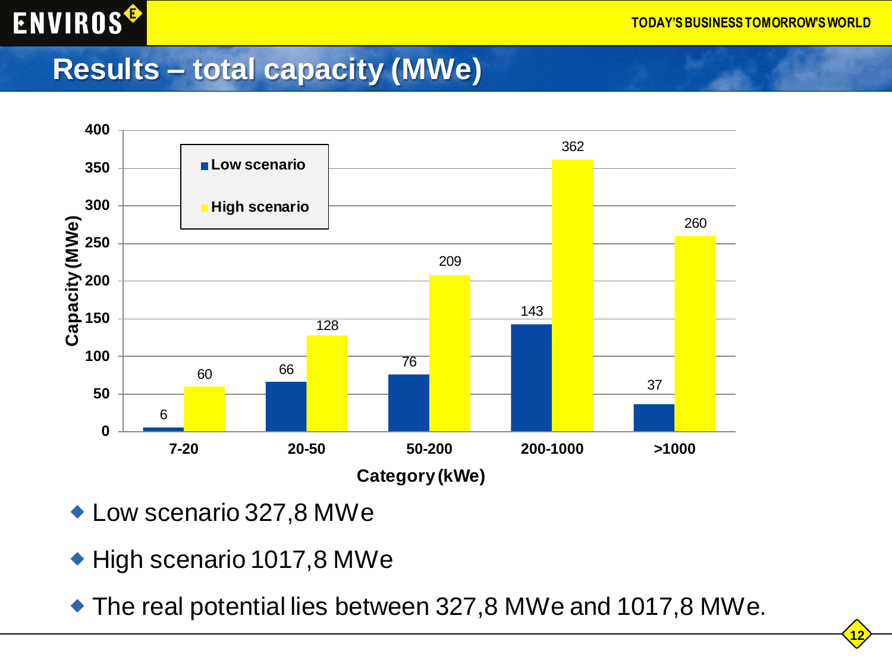# Results – total capacity (MWe)

| Category (kWe) | Low scenario | High scenario |
|---|---|---|
| 7-20 | 6 | 60 |
| 20-50 | 66 | 128 |
| 50-200 | 76 | 209 |
| 200-1000 | 143 | 362 |
| >1000 | 37 | 260 |

- Low scenario 327,8 MWe
- High scenario 1017,8 MWe
- The real potential lies between 327,8 MWe and 1017,8 MWe.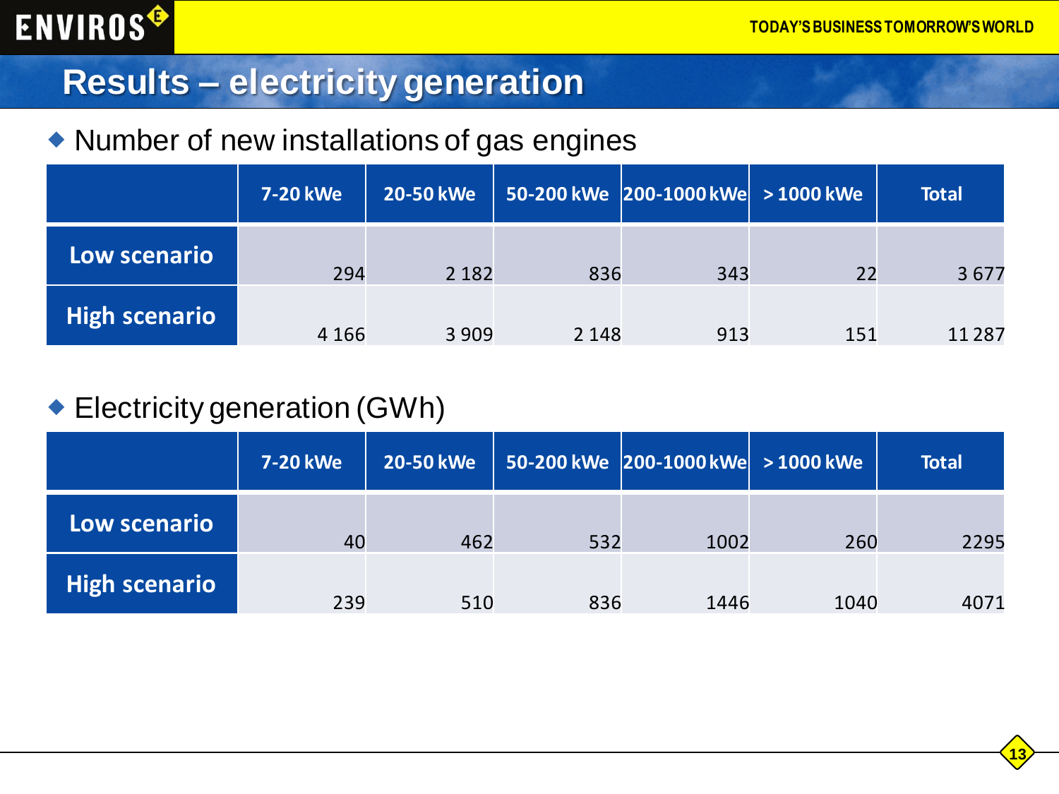# Results – electricity generation

- Number of new installations of gas engines

| | 7-20 kWe | 20-50 kWe | 50-200 kWe | 200-1000 kWe | > 1000 kWe | Total |
|---|---|---|---|---|---|---|
| Low scenario | 294 | 2 182 | 836 | 343 | 22 | 3 677 |
| High scenario | 4 166 | 3 909 | 2 148 | 913 | 151 | 11 287 |

- Electricity generation (GWh)

| | 7-20 kWe | 20-50 kWe | 50-200 kWe | 200-1000 kWe | > 1000 kWe | Total |
|---|---|---|---|---|---|---|
| Low scenario | 40 | 462 | 532 | 1002 | 260 | 2295 |
| High scenario | 239 | 510 | 836 | 1446 | 1040 | 4071 |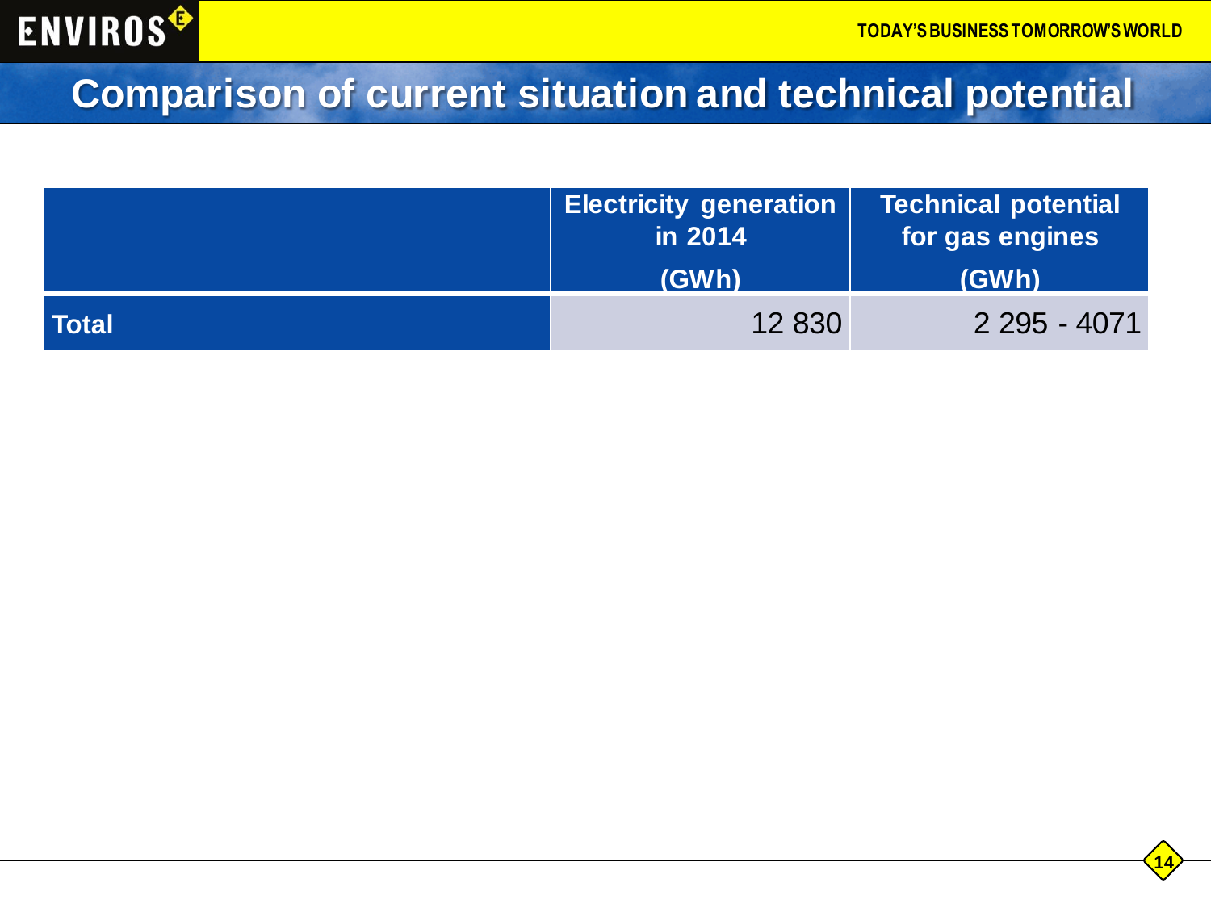# Comparison of current situation and technical potential

| | Electricity generation in 2014 (GWh) | Technical potential for gas engines (GWh) |
|---|---|---|
| **Total** | 12 830 | 2 295 - 4071 |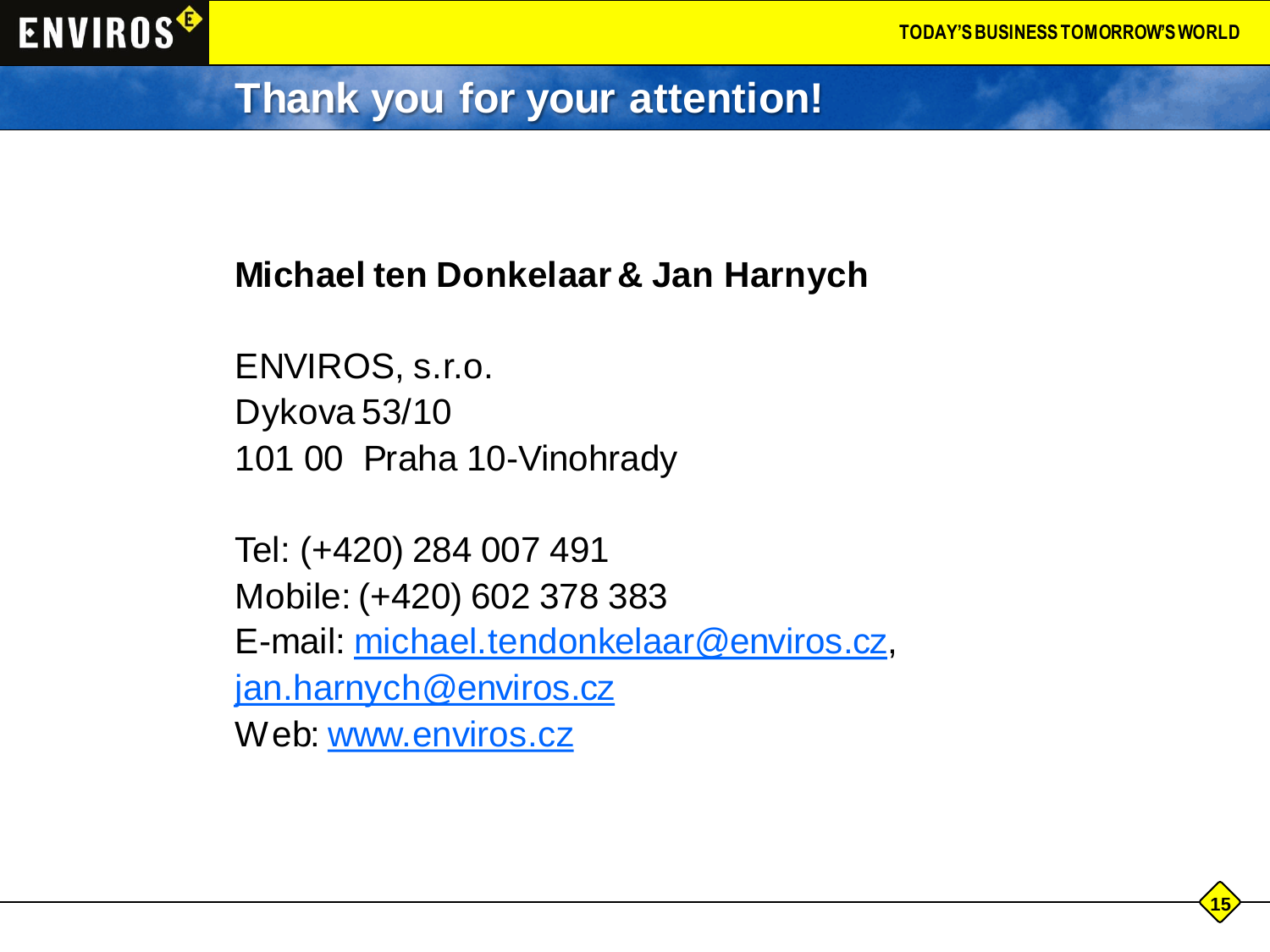# Thank you for your attention!

**Michael ten Donkelaar & Jan Harnych**

ENVIROS, s.r.o.
Dykova 53/10
101 00 Praha 10-Vinohrady

Tel: (+420) 284 007 491
Mobile: (+420) 602 378 383
E-mail: michael.tendonkelaar@enviros.cz, jan.harnych@enviros.cz
Web: www.enviros.cz